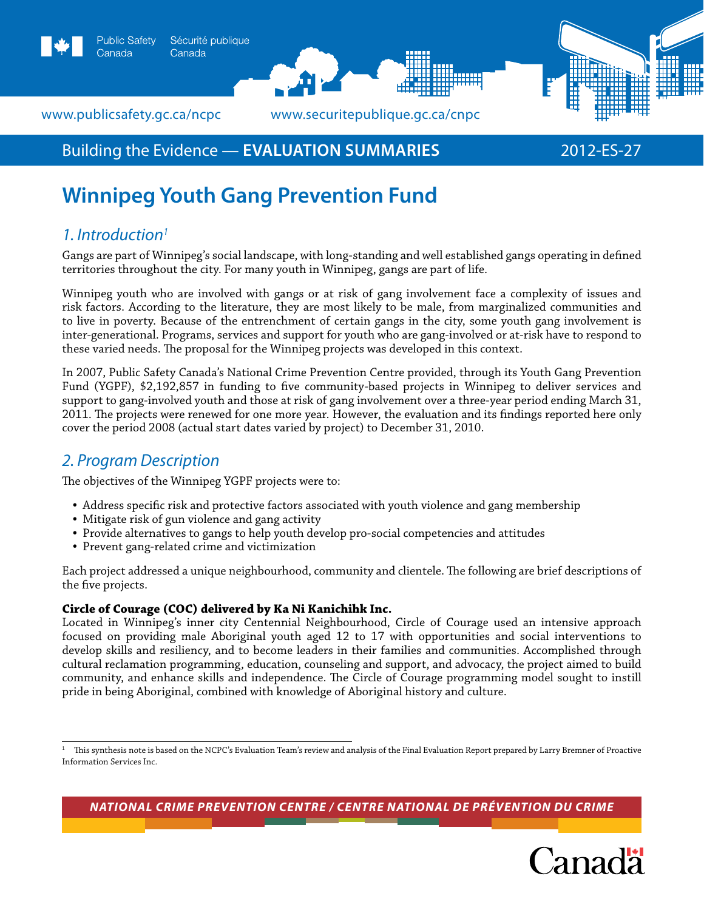Building the Evidence — **EVALUATION SUMMARIES** 2012-ES-27

# Winnipeg Youth Gang Prevention Fund

## *1. Introduction*[1]

Gangs are part of Winnipeg's social landscape, with long-standing and well established gangs operating in defined territories throughout the city. For many youth in Winnipeg, gangs are part of life.

Winnipeg youth who are involved with gangs or at risk of gang involvement face a complexity of issues and risk factors. According to the literature, they are most likely to be male, from marginalized communities and to live in poverty. Because of the entrenchment of certain gangs in the city, some youth gang involvement is inter-generational. Programs, services and support for youth who are gang-involved or at-risk have to respond to these varied needs. The proposal for the Winnipeg projects was developed in this context.

In 2007, Public Safety Canada's National Crime Prevention Centre provided, through its Youth Gang Prevention Fund (YGPF), $2,192,857 in funding to five community-based projects in Winnipeg to deliver services and support to gang-involved youth and those at risk of gang involvement over a three-year period ending March 31, 2011. The projects were renewed for one more year. However, the evaluation and its findings reported here only cover the period 2008 (actual start dates varied by project) to December 31, 2010.

## *2. Program Description*

The objectives of the Winnipeg YGPF projects were to:

- Address specific risk and protective factors associated with youth violence and gang membership
- Mitigate risk of gun violence and gang activity
- Provide alternatives to gangs to help youth develop pro-social competencies and attitudes
- Prevent gang-related crime and victimization

Each project addressed a unique neighbourhood, community and clientele. The following are brief descriptions of the five projects.

**Circle of Courage (COC) delivered by Ka Ni Kanichihk Inc.**
Located in Winnipeg's inner city Centennial Neighbourhood, Circle of Courage used an intensive approach focused on providing male Aboriginal youth aged 12 to 17 with opportunities and social interventions to develop skills and resiliency, and to become leaders in their families and communities. Accomplished through cultural reclamation programming, education, counseling and support, and advocacy, the project aimed to build community, and enhance skills and independence. The Circle of Courage programming model sought to instill pride in being Aboriginal, combined with knowledge of Aboriginal history and culture.

[1] This synthesis note is based on the NCPC's Evaluation Team's review and analysis of the Final Evaluation Report prepared by Larry Bremner of Proactive Information Services Inc.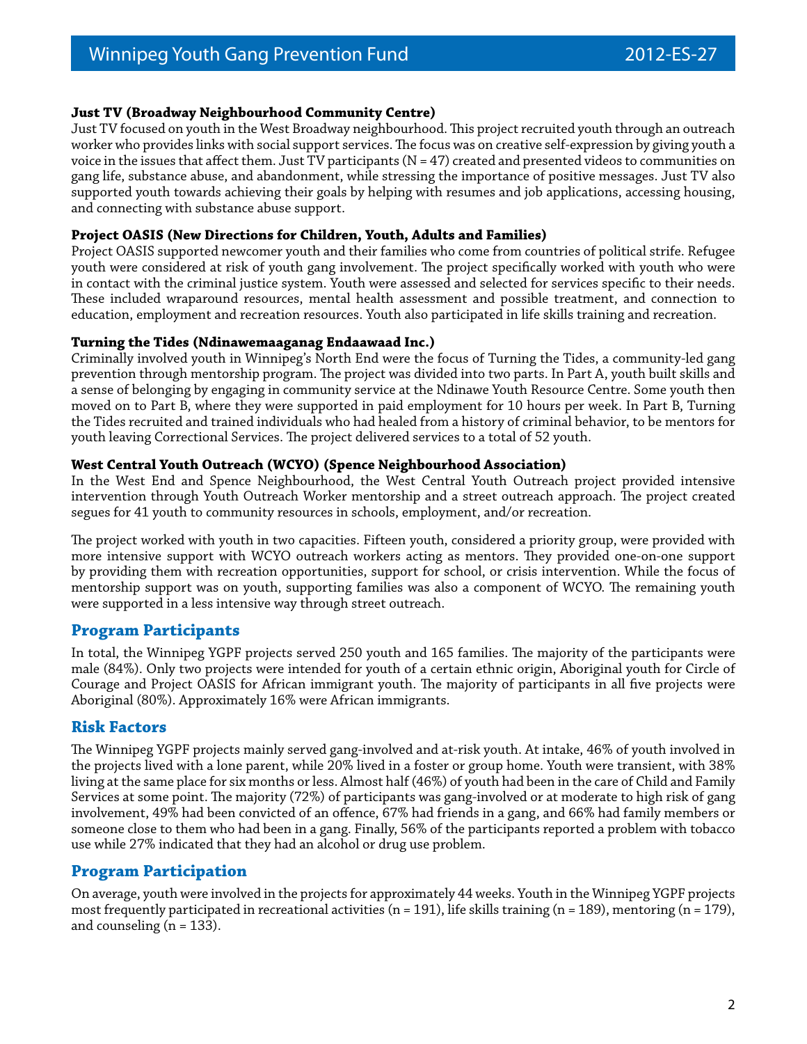**Just TV (Broadway Neighbourhood Community Centre)**

Just TV focused on youth in the West Broadway neighbourhood. This project recruited youth through an outreach worker who provides links with social support services. The focus was on creative self-expression by giving youth a voice in the issues that affect them. Just TV participants (N = 47) created and presented videos to communities on gang life, substance abuse, and abandonment, while stressing the importance of positive messages. Just TV also supported youth towards achieving their goals by helping with resumes and job applications, accessing housing, and connecting with substance abuse support.

**Project OASIS (New Directions for Children, Youth, Adults and Families)**

Project OASIS supported newcomer youth and their families who come from countries of political strife. Refugee youth were considered at risk of youth gang involvement. The project specifically worked with youth who were in contact with the criminal justice system. Youth were assessed and selected for services specific to their needs. These included wraparound resources, mental health assessment and possible treatment, and connection to education, employment and recreation resources. Youth also participated in life skills training and recreation.

**Turning the Tides (Ndinawemaaganag Endaawaad Inc.)**

Criminally involved youth in Winnipeg's North End were the focus of Turning the Tides, a community-led gang prevention through mentorship program. The project was divided into two parts. In Part A, youth built skills and a sense of belonging by engaging in community service at the Ndinawe Youth Resource Centre. Some youth then moved on to Part B, where they were supported in paid employment for 10 hours per week. In Part B, Turning the Tides recruited and trained individuals who had healed from a history of criminal behavior, to be mentors for youth leaving Correctional Services. The project delivered services to a total of 52 youth.

**West Central Youth Outreach (WCYO) (Spence Neighbourhood Association)**

In the West End and Spence Neighbourhood, the West Central Youth Outreach project provided intensive intervention through Youth Outreach Worker mentorship and a street outreach approach. The project created segues for 41 youth to community resources in schools, employment, and/or recreation.

The project worked with youth in two capacities. Fifteen youth, considered a priority group, were provided with more intensive support with WCYO outreach workers acting as mentors. They provided one-on-one support by providing them with recreation opportunities, support for school, or crisis intervention. While the focus of mentorship support was on youth, supporting families was also a component of WCYO. The remaining youth were supported in a less intensive way through street outreach.

## Program Participants

In total, the Winnipeg YGPF projects served 250 youth and 165 families. The majority of the participants were male (84%). Only two projects were intended for youth of a certain ethnic origin, Aboriginal youth for Circle of Courage and Project OASIS for African immigrant youth. The majority of participants in all five projects were Aboriginal (80%). Approximately 16% were African immigrants.

## Risk Factors

The Winnipeg YGPF projects mainly served gang-involved and at-risk youth. At intake, 46% of youth involved in the projects lived with a lone parent, while 20% lived in a foster or group home. Youth were transient, with 38% living at the same place for six months or less. Almost half (46%) of youth had been in the care of Child and Family Services at some point. The majority (72%) of participants was gang-involved or at moderate to high risk of gang involvement, 49% had been convicted of an offence, 67% had friends in a gang, and 66% had family members or someone close to them who had been in a gang. Finally, 56% of the participants reported a problem with tobacco use while 27% indicated that they had an alcohol or drug use problem.

## Program Participation

On average, youth were involved in the projects for approximately 44 weeks. Youth in the Winnipeg YGPF projects most frequently participated in recreational activities (n = 191), life skills training (n = 189), mentoring (n = 179), and counseling (n = 133).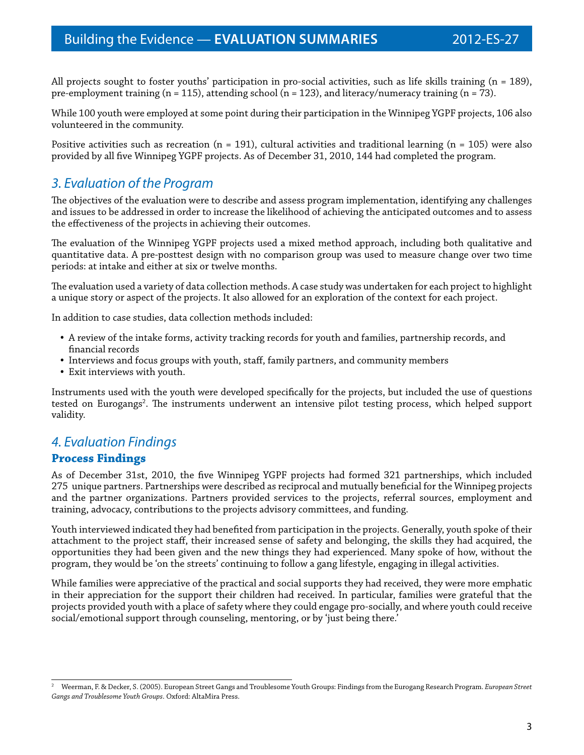All projects sought to foster youths' participation in pro-social activities, such as life skills training (n = 189), pre-employment training (n = 115), attending school (n = 123), and literacy/numeracy training (n = 73).

While 100 youth were employed at some point during their participation in the Winnipeg YGPF projects, 106 also volunteered in the community.

Positive activities such as recreation (n = 191), cultural activities and traditional learning (n = 105) were also provided by all five Winnipeg YGPF projects. As of December 31, 2010, 144 had completed the program.

## *3. Evaluation of the Program*

The objectives of the evaluation were to describe and assess program implementation, identifying any challenges and issues to be addressed in order to increase the likelihood of achieving the anticipated outcomes and to assess the effectiveness of the projects in achieving their outcomes.

The evaluation of the Winnipeg YGPF projects used a mixed method approach, including both qualitative and quantitative data. A pre-posttest design with no comparison group was used to measure change over two time periods: at intake and either at six or twelve months.

The evaluation used a variety of data collection methods. A case study was undertaken for each project to highlight a unique story or aspect of the projects. It also allowed for an exploration of the context for each project.

In addition to case studies, data collection methods included:

- A review of the intake forms, activity tracking records for youth and families, partnership records, and financial records
- Interviews and focus groups with youth, staff, family partners, and community members
- Exit interviews with youth.

Instruments used with the youth were developed specifically for the projects, but included the use of questions tested on Eurogangs[2]. The instruments underwent an intensive pilot testing process, which helped support validity.

## *4. Evaluation Findings*

### Process Findings

As of December 31st, 2010, the five Winnipeg YGPF projects had formed 321 partnerships, which included 275 unique partners. Partnerships were described as reciprocal and mutually beneficial for the Winnipeg projects and the partner organizations. Partners provided services to the projects, referral sources, employment and training, advocacy, contributions to the projects advisory committees, and funding.

Youth interviewed indicated they had benefited from participation in the projects. Generally, youth spoke of their attachment to the project staff, their increased sense of safety and belonging, the skills they had acquired, the opportunities they had been given and the new things they had experienced. Many spoke of how, without the program, they would be 'on the streets' continuing to follow a gang lifestyle, engaging in illegal activities.

While families were appreciative of the practical and social supports they had received, they were more emphatic in their appreciation for the support their children had received. In particular, families were grateful that the projects provided youth with a place of safety where they could engage pro-socially, and where youth could receive social/emotional support through counseling, mentoring, or by 'just being there.'

---

[2] Weerman, F. & Decker, S. (2005). European Street Gangs and Troublesome Youth Groups: Findings from the Eurogang Research Program. *European Street Gangs and Troublesome Youth Groups*. Oxford: AltaMira Press.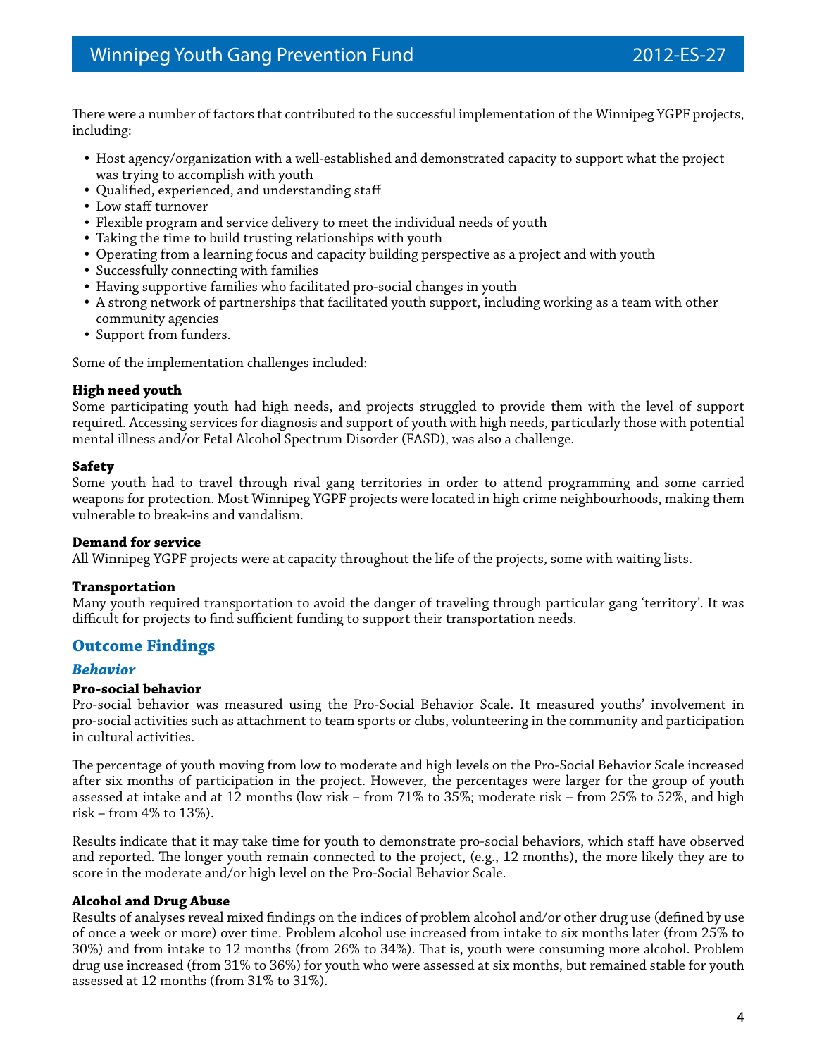There were a number of factors that contributed to the successful implementation of the Winnipeg YGPF projects, including:

- Host agency/organization with a well-established and demonstrated capacity to support what the project was trying to accomplish with youth
- Qualified, experienced, and understanding staff
- Low staff turnover
- Flexible program and service delivery to meet the individual needs of youth
- Taking the time to build trusting relationships with youth
- Operating from a learning focus and capacity building perspective as a project and with youth
- Successfully connecting with families
- Having supportive families who facilitated pro-social changes in youth
- A strong network of partnerships that facilitated youth support, including working as a team with other community agencies
- Support from funders.

Some of the implementation challenges included:

**High need youth**
Some participating youth had high needs, and projects struggled to provide them with the level of support required. Accessing services for diagnosis and support of youth with high needs, particularly those with potential mental illness and/or Fetal Alcohol Spectrum Disorder (FASD), was also a challenge.

**Safety**
Some youth had to travel through rival gang territories in order to attend programming and some carried weapons for protection. Most Winnipeg YGPF projects were located in high crime neighbourhoods, making them vulnerable to break-ins and vandalism.

**Demand for service**
All Winnipeg YGPF projects were at capacity throughout the life of the projects, some with waiting lists.

**Transportation**
Many youth required transportation to avoid the danger of traveling through particular gang 'territory'. It was difficult for projects to find sufficient funding to support their transportation needs.

## Outcome Findings

### *Behavior*

**Pro-social behavior**
Pro-social behavior was measured using the Pro-Social Behavior Scale. It measured youths' involvement in pro-social activities such as attachment to team sports or clubs, volunteering in the community and participation in cultural activities.

The percentage of youth moving from low to moderate and high levels on the Pro-Social Behavior Scale increased after six months of participation in the project. However, the percentages were larger for the group of youth assessed at intake and at 12 months (low risk – from 71% to 35%; moderate risk – from 25% to 52%, and high risk – from 4% to 13%).

Results indicate that it may take time for youth to demonstrate pro-social behaviors, which staff have observed and reported. The longer youth remain connected to the project, (e.g., 12 months), the more likely they are to score in the moderate and/or high level on the Pro-Social Behavior Scale.

**Alcohol and Drug Abuse**
Results of analyses reveal mixed findings on the indices of problem alcohol and/or other drug use (defined by use of once a week or more) over time. Problem alcohol use increased from intake to six months later (from 25% to 30%) and from intake to 12 months (from 26% to 34%). That is, youth were consuming more alcohol. Problem drug use increased (from 31% to 36%) for youth who were assessed at six months, but remained stable for youth assessed at 12 months (from 31% to 31%).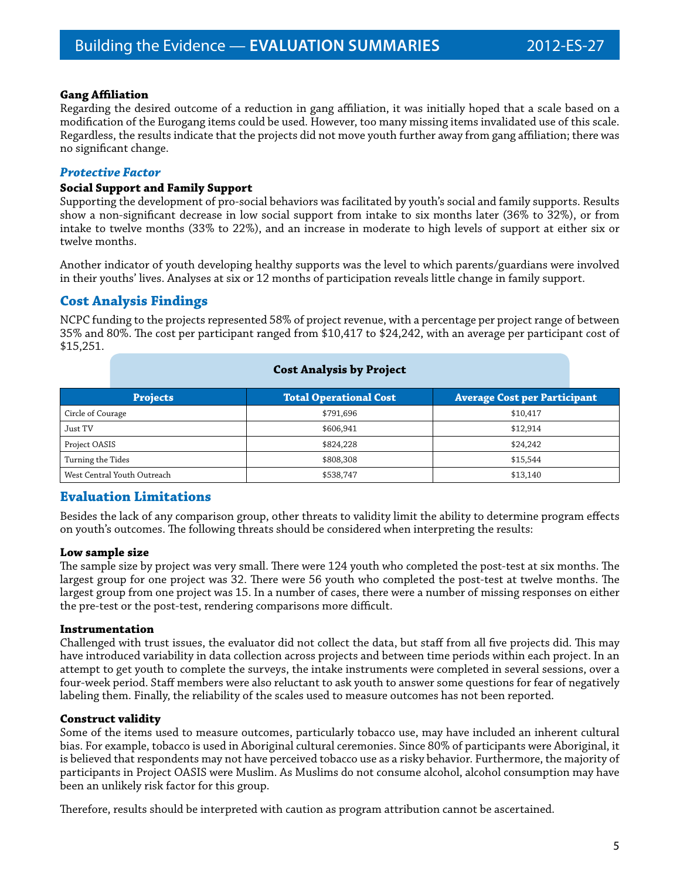### Gang Affiliation

Regarding the desired outcome of a reduction in gang affiliation, it was initially hoped that a scale based on a modification of the Eurogang items could be used. However, too many missing items invalidated use of this scale. Regardless, the results indicate that the projects did not move youth further away from gang affiliation; there was no significant change.

### *Protective Factor*

### Social Support and Family Support

Supporting the development of pro-social behaviors was facilitated by youth's social and family supports. Results show a non-significant decrease in low social support from intake to six months later (36% to 32%), or from intake to twelve months (33% to 22%), and an increase in moderate to high levels of support at either six or twelve months.

Another indicator of youth developing healthy supports was the level to which parents/guardians were involved in their youths' lives. Analyses at six or 12 months of participation reveals little change in family support.

## Cost Analysis Findings

NCPC funding to the projects represented 58% of project revenue, with a percentage per project range of between 35% and 80%. The cost per participant ranged from $10,417 to $24,242, with an average per participant cost of $15,251.

**Cost Analysis by Project**

| Projects | Total Operational Cost | Average Cost per Participant |
|---|---|---|
| Circle of Courage | $791,696 | $10,417 |
| Just TV | $606,941 | $12,914 |
| Project OASIS | $824,228 | $24,242 |
| Turning the Tides | $808,308 | $15,544 |
| West Central Youth Outreach | $538,747 | $13,140 |

## Evaluation Limitations

Besides the lack of any comparison group, other threats to validity limit the ability to determine program effects on youth's outcomes. The following threats should be considered when interpreting the results:

### Low sample size

The sample size by project was very small. There were 124 youth who completed the post-test at six months. The largest group for one project was 32. There were 56 youth who completed the post-test at twelve months. The largest group from one project was 15. In a number of cases, there were a number of missing responses on either the pre-test or the post-test, rendering comparisons more difficult.

### Instrumentation

Challenged with trust issues, the evaluator did not collect the data, but staff from all five projects did. This may have introduced variability in data collection across projects and between time periods within each project. In an attempt to get youth to complete the surveys, the intake instruments were completed in several sessions, over a four-week period. Staff members were also reluctant to ask youth to answer some questions for fear of negatively labeling them. Finally, the reliability of the scales used to measure outcomes has not been reported.

### Construct validity

Some of the items used to measure outcomes, particularly tobacco use, may have included an inherent cultural bias. For example, tobacco is used in Aboriginal cultural ceremonies. Since 80% of participants were Aboriginal, it is believed that respondents may not have perceived tobacco use as a risky behavior. Furthermore, the majority of participants in Project OASIS were Muslim. As Muslims do not consume alcohol, alcohol consumption may have been an unlikely risk factor for this group.

Therefore, results should be interpreted with caution as program attribution cannot be ascertained.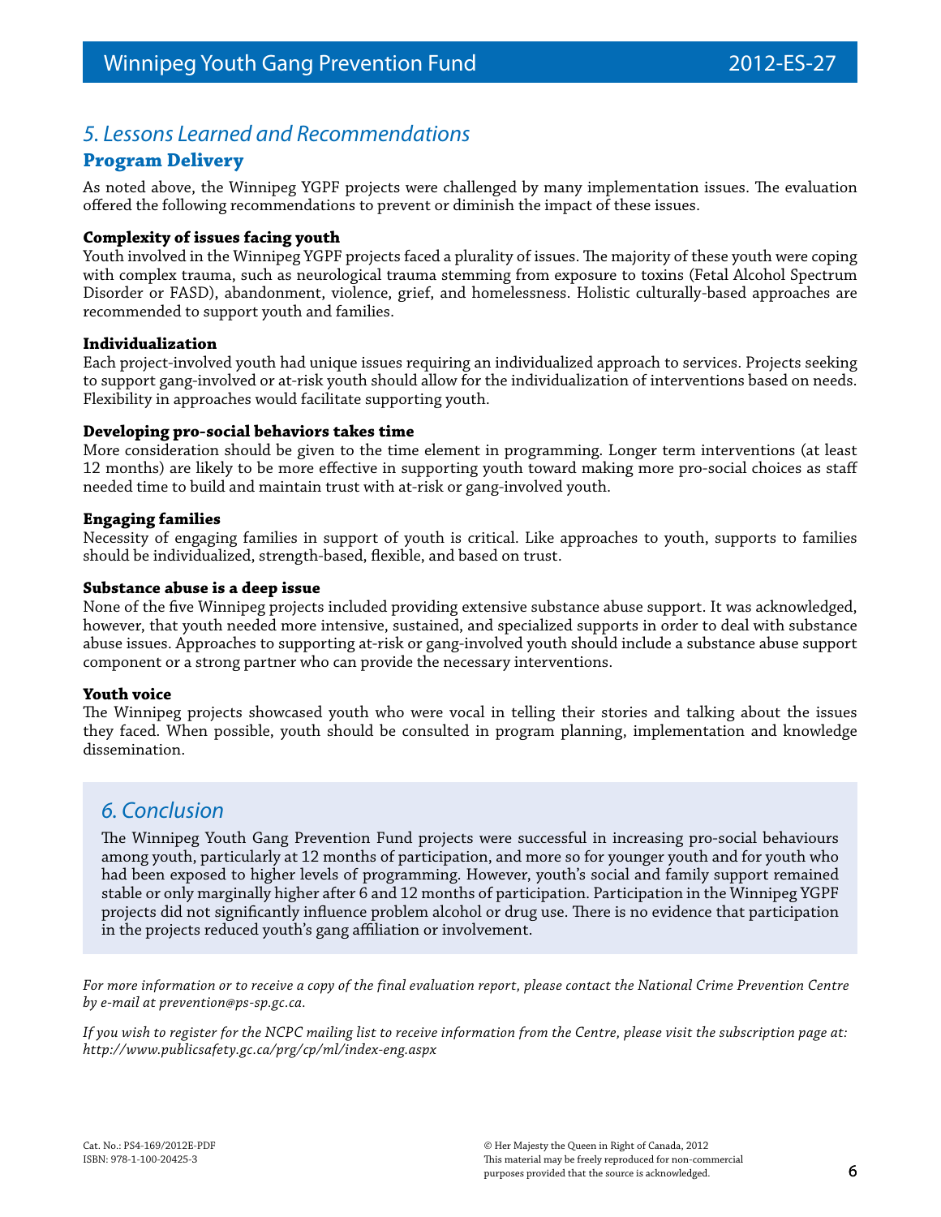## *5. Lessons Learned and Recommendations*

### Program Delivery

As noted above, the Winnipeg YGPF projects were challenged by many implementation issues. The evaluation offered the following recommendations to prevent or diminish the impact of these issues.

**Complexity of issues facing youth**

Youth involved in the Winnipeg YGPF projects faced a plurality of issues. The majority of these youth were coping with complex trauma, such as neurological trauma stemming from exposure to toxins (Fetal Alcohol Spectrum Disorder or FASD), abandonment, violence, grief, and homelessness. Holistic culturally-based approaches are recommended to support youth and families.

**Individualization**

Each project-involved youth had unique issues requiring an individualized approach to services. Projects seeking to support gang-involved or at-risk youth should allow for the individualization of interventions based on needs. Flexibility in approaches would facilitate supporting youth.

**Developing pro-social behaviors takes time**

More consideration should be given to the time element in programming. Longer term interventions (at least 12 months) are likely to be more effective in supporting youth toward making more pro-social choices as staff needed time to build and maintain trust with at-risk or gang-involved youth.

**Engaging families**

Necessity of engaging families in support of youth is critical. Like approaches to youth, supports to families should be individualized, strength-based, flexible, and based on trust.

**Substance abuse is a deep issue**

None of the five Winnipeg projects included providing extensive substance abuse support. It was acknowledged, however, that youth needed more intensive, sustained, and specialized supports in order to deal with substance abuse issues. Approaches to supporting at-risk or gang-involved youth should include a substance abuse support component or a strong partner who can provide the necessary interventions.

**Youth voice**

The Winnipeg projects showcased youth who were vocal in telling their stories and talking about the issues they faced. When possible, youth should be consulted in program planning, implementation and knowledge dissemination.

## *6. Conclusion*

The Winnipeg Youth Gang Prevention Fund projects were successful in increasing pro-social behaviours among youth, particularly at 12 months of participation, and more so for younger youth and for youth who had been exposed to higher levels of programming. However, youth's social and family support remained stable or only marginally higher after 6 and 12 months of participation. Participation in the Winnipeg YGPF projects did not significantly influence problem alcohol or drug use. There is no evidence that participation in the projects reduced youth's gang affiliation or involvement.

*For more information or to receive a copy of the final evaluation report, please contact the National Crime Prevention Centre by e-mail at prevention@ps-sp.gc.ca.*

*If you wish to register for the NCPC mailing list to receive information from the Centre, please visit the subscription page at: http://www.publicsafety.gc.ca/prg/cp/ml/index-eng.aspx*

Cat. No.: PS4-169/2012E-PDF
ISBN: 978-1-100-20425-3

© Her Majesty the Queen in Right of Canada, 2012
This material may be freely reproduced for non-commercial purposes provided that the source is acknowledged.